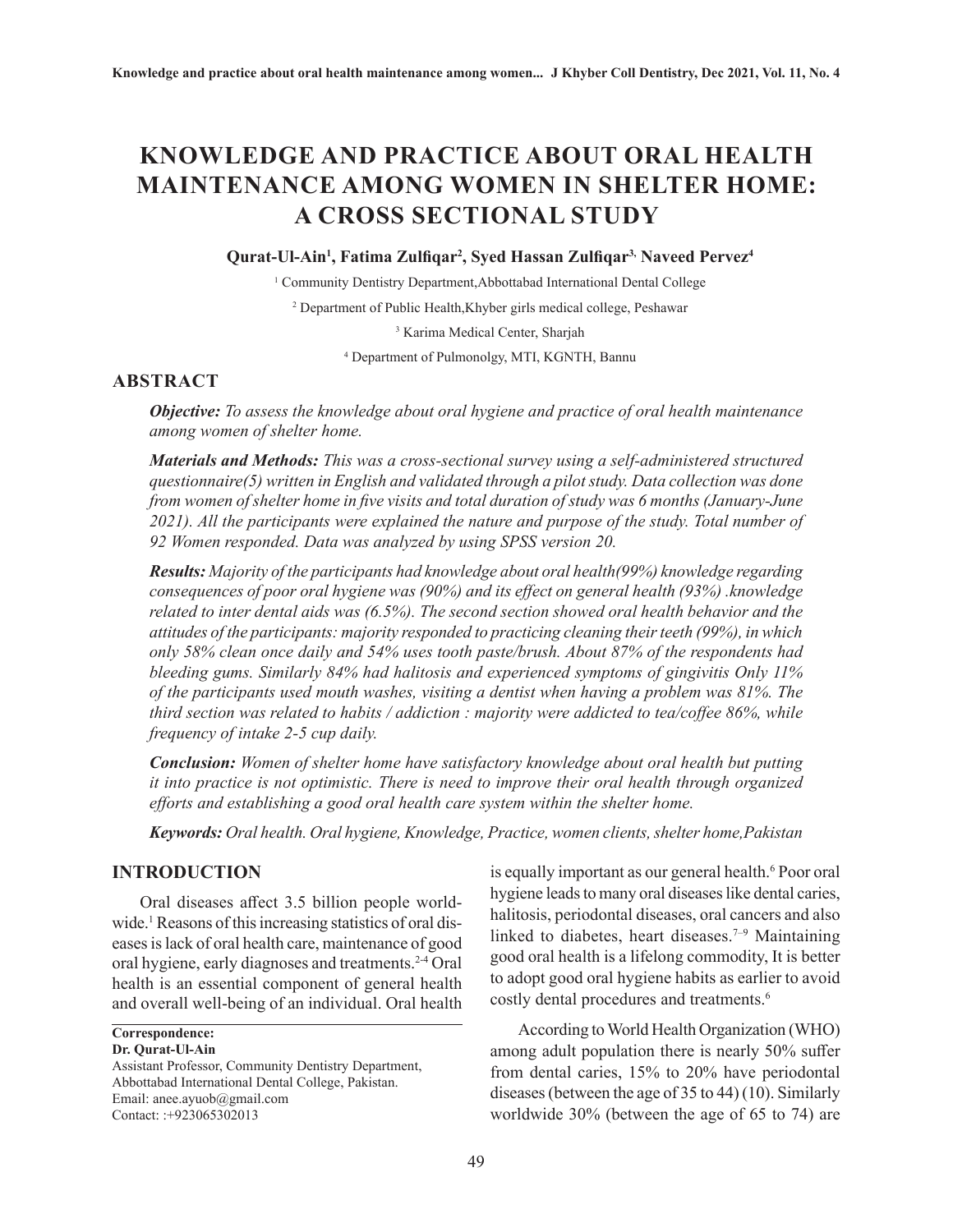# KNOWLEDGE AND PRACTICE ABOUT ORAL HEALTH MAINTENANCE AMONG WOMEN IN SHELTER HOME: A CROSS SECTIONAL STUDY

**Qurat-Ul-Ain[1], Fatima Zulfiqar[2], Syed Hassan Zulfiqar[3], Naveed Pervez[4]**

[1] Community Dentistry Department,Abbottabad International Dental College

[2] Department of Public Health,Khyber girls medical college, Peshawar

[3] Karima Medical Center, Sharjah

[4] Department of Pulmonolgy, MTI, KGNTH, Bannu

## ABSTRACT

***Objective:*** *To assess the knowledge about oral hygiene and practice of oral health maintenance among women of shelter home.*

***Materials and Methods:*** *This was a cross-sectional survey using a self-administered structured questionnaire(5) written in English and validated through a pilot study. Data collection was done from women of shelter home in five visits and total duration of study was 6 months (January-June 2021). All the participants were explained the nature and purpose of the study. Total number of 92 Women responded. Data was analyzed by using SPSS version 20.*

***Results:*** *Majority of the participants had knowledge about oral health(99%) knowledge regarding consequences of poor oral hygiene was (90%) and its effect on general health (93%) .knowledge related to inter dental aids was (6.5%). The second section showed oral health behavior and the attitudes of the participants: majority responded to practicing cleaning their teeth (99%), in which only 58% clean once daily and 54% uses tooth paste/brush. About 87% of the respondents had bleeding gums. Similarly 84% had halitosis and experienced symptoms of gingivitis Only 11% of the participants used mouth washes, visiting a dentist when having a problem was 81%. The third section was related to habits / addiction : majority were addicted to tea/coffee 86%, while frequency of intake 2-5 cup daily.*

***Conclusion:*** *Women of shelter home have satisfactory knowledge about oral health but putting it into practice is not optimistic. There is need to improve their oral health through organized efforts and establishing a good oral health care system within the shelter home.*

***Keywords:*** *Oral health. Oral hygiene, Knowledge, Practice, women clients, shelter home,Pakistan*

## INTRODUCTION

Oral diseases affect 3.5 billion people worldwide.[1] Reasons of this increasing statistics of oral diseases is lack of oral health care, maintenance of good oral hygiene, early diagnoses and treatments.[2-4] Oral health is an essential component of general health and overall well-being of an individual. Oral health is equally important as our general health.[6] Poor oral hygiene leads to many oral diseases like dental caries, halitosis, periodontal diseases, oral cancers and also linked to diabetes, heart diseases.[7–9] Maintaining good oral health is a lifelong commodity, It is better to adopt good oral hygiene habits as earlier to avoid costly dental procedures and treatments.[6]

According to World Health Organization (WHO) among adult population there is nearly 50% suffer from dental caries, 15% to 20% have periodontal diseases (between the age of 35 to 44) (10). Similarly worldwide 30% (between the age of 65 to 74) are

**Correspondence:**
**Dr. Qurat-Ul-Ain**
Assistant Professor, Community Dentistry Department, Abbottabad International Dental College, Pakistan.
Email: anee.ayuob@gmail.com
Contact: :+923065302013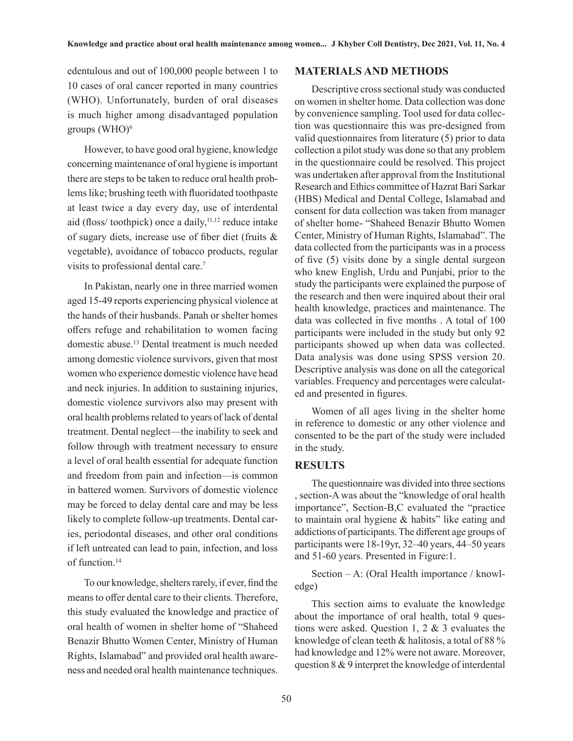edentulous and out of 100,000 people between 1 to 10 cases of oral cancer reported in many countries (WHO). Unfortunately, burden of oral diseases is much higher among disadvantaged population groups (WHO)[6]

However, to have good oral hygiene, knowledge concerning maintenance of oral hygiene is important there are steps to be taken to reduce oral health problems like; brushing teeth with fluoridated toothpaste at least twice a day every day, use of interdental aid (floss/ toothpick) once a daily,[11,12] reduce intake of sugary diets, increase use of fiber diet (fruits & vegetable), avoidance of tobacco products, regular visits to professional dental care.[7]

In Pakistan, nearly one in three married women aged 15-49 reports experiencing physical violence at the hands of their husbands. Panah or shelter homes offers refuge and rehabilitation to women facing domestic abuse.[13] Dental treatment is much needed among domestic violence survivors, given that most women who experience domestic violence have head and neck injuries. In addition to sustaining injuries, domestic violence survivors also may present with oral health problems related to years of lack of dental treatment. Dental neglect—the inability to seek and follow through with treatment necessary to ensure a level of oral health essential for adequate function and freedom from pain and infection—is common in battered women. Survivors of domestic violence may be forced to delay dental care and may be less likely to complete follow-up treatments. Dental caries, periodontal diseases, and other oral conditions if left untreated can lead to pain, infection, and loss of function.[14]

To our knowledge, shelters rarely, if ever, find the means to offer dental care to their clients. Therefore, this study evaluated the knowledge and practice of oral health of women in shelter home of "Shaheed Benazir Bhutto Women Center, Ministry of Human Rights, Islamabad" and provided oral health awareness and needed oral health maintenance techniques.

## MATERIALS AND METHODS

Descriptive cross sectional study was conducted on women in shelter home. Data collection was done by convenience sampling. Tool used for data collection was questionnaire this was pre-designed from valid questionnaires from literature (5) prior to data collection a pilot study was done so that any problem in the questionnaire could be resolved. This project was undertaken after approval from the Institutional Research and Ethics committee of Hazrat Bari Sarkar (HBS) Medical and Dental College, Islamabad and consent for data collection was taken from manager of shelter home- "Shaheed Benazir Bhutto Women Center, Ministry of Human Rights, Islamabad". The data collected from the participants was in a process of five (5) visits done by a single dental surgeon who knew English, Urdu and Punjabi, prior to the study the participants were explained the purpose of the research and then were inquired about their oral health knowledge, practices and maintenance. The data was collected in five months . A total of 100 participants were included in the study but only 92 participants showed up when data was collected. Data analysis was done using SPSS version 20. Descriptive analysis was done on all the categorical variables. Frequency and percentages were calculated and presented in figures.

Women of all ages living in the shelter home in reference to domestic or any other violence and consented to be the part of the study were included in the study.

## RESULTS

The questionnaire was divided into three sections , section-A was about the "knowledge of oral health importance", Section-B,C evaluated the "practice to maintain oral hygiene & habits" like eating and addictions of participants. The different age groups of participants were 18-19yr, 32–40 years, 44–50 years and 51-60 years. Presented in Figure:1.

Section – A: (Oral Health importance / knowledge)

This section aims to evaluate the knowledge about the importance of oral health, total 9 questions were asked. Question 1, 2 & 3 evaluates the knowledge of clean teeth & halitosis, a total of 88 % had knowledge and 12% were not aware. Moreover, question 8 & 9 interpret the knowledge of interdental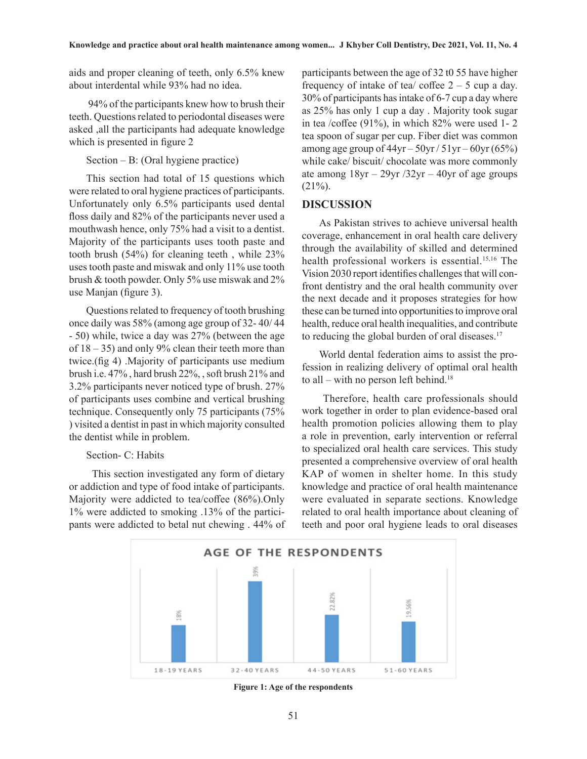aids and proper cleaning of teeth, only 6.5% knew about interdental while 93% had no idea.

94% of the participants knew how to brush their teeth. Questions related to periodontal diseases were asked ,all the participants had adequate knowledge which is presented in figure 2

Section – B: (Oral hygiene practice)

This section had total of 15 questions which were related to oral hygiene practices of participants. Unfortunately only 6.5% participants used dental floss daily and 82% of the participants never used a mouthwash hence, only 75% had a visit to a dentist. Majority of the participants uses tooth paste and tooth brush (54%) for cleaning teeth , while 23% uses tooth paste and miswak and only 11% use tooth brush & tooth powder. Only 5% use miswak and 2% use Manjan (figure 3).

Questions related to frequency of tooth brushing once daily was 58% (among age group of 32- 40/ 44 - 50) while, twice a day was 27% (between the age of 18 – 35) and only 9% clean their teeth more than twice.(fig 4) .Majority of participants use medium brush i.e. 47% , hard brush 22%, , soft brush 21% and 3.2% participants never noticed type of brush. 27% of participants uses combine and vertical brushing technique. Consequently only 75 participants (75% ) visited a dentist in past in which majority consulted the dentist while in problem.

Section- C: Habits

This section investigated any form of dietary or addiction and type of food intake of participants. Majority were addicted to tea/coffee (86%).Only 1% were addicted to smoking .13% of the participants were addicted to betal nut chewing . 44% of participants between the age of 32 t0 55 have higher frequency of intake of tea/ coffee 2 – 5 cup a day. 30% of participants has intake of 6-7 cup a day where as 25% has only 1 cup a day . Majority took sugar in tea /coffee (91%), in which 82% were used 1- 2 tea spoon of sugar per cup. Fiber diet was common among age group of 44yr – 50yr / 51yr – 60yr (65%) while cake/ biscuit/ chocolate was more commonly ate among 18yr – 29yr /32yr – 40yr of age groups (21%).

## DISCUSSION

As Pakistan strives to achieve universal health coverage, enhancement in oral health care delivery through the availability of skilled and determined health professional workers is essential.[15,16] The Vision 2030 report identifies challenges that will confront dentistry and the oral health community over the next decade and it proposes strategies for how these can be turned into opportunities to improve oral health, reduce oral health inequalities, and contribute to reducing the global burden of oral diseases.[17]

World dental federation aims to assist the profession in realizing delivery of optimal oral health to all – with no person left behind.[18]

Therefore, health care professionals should work together in order to plan evidence-based oral health promotion policies allowing them to play a role in prevention, early intervention or referral to specialized oral health care services. This study presented a comprehensive overview of oral health KAP of women in shelter home. In this study knowledge and practice of oral health maintenance were evaluated in separate sections. Knowledge related to oral health importance about cleaning of teeth and poor oral hygiene leads to oral diseases

| AGE OF THE RESPONDENTS | |
|---|---|
| 18-19 YEARS | 18% |
| 32-40 YEARS | 39% |
| 44-50 YEARS | 22.82% |
| 51-60 YEARS | 19.56% |

Figure 1: Age of the respondents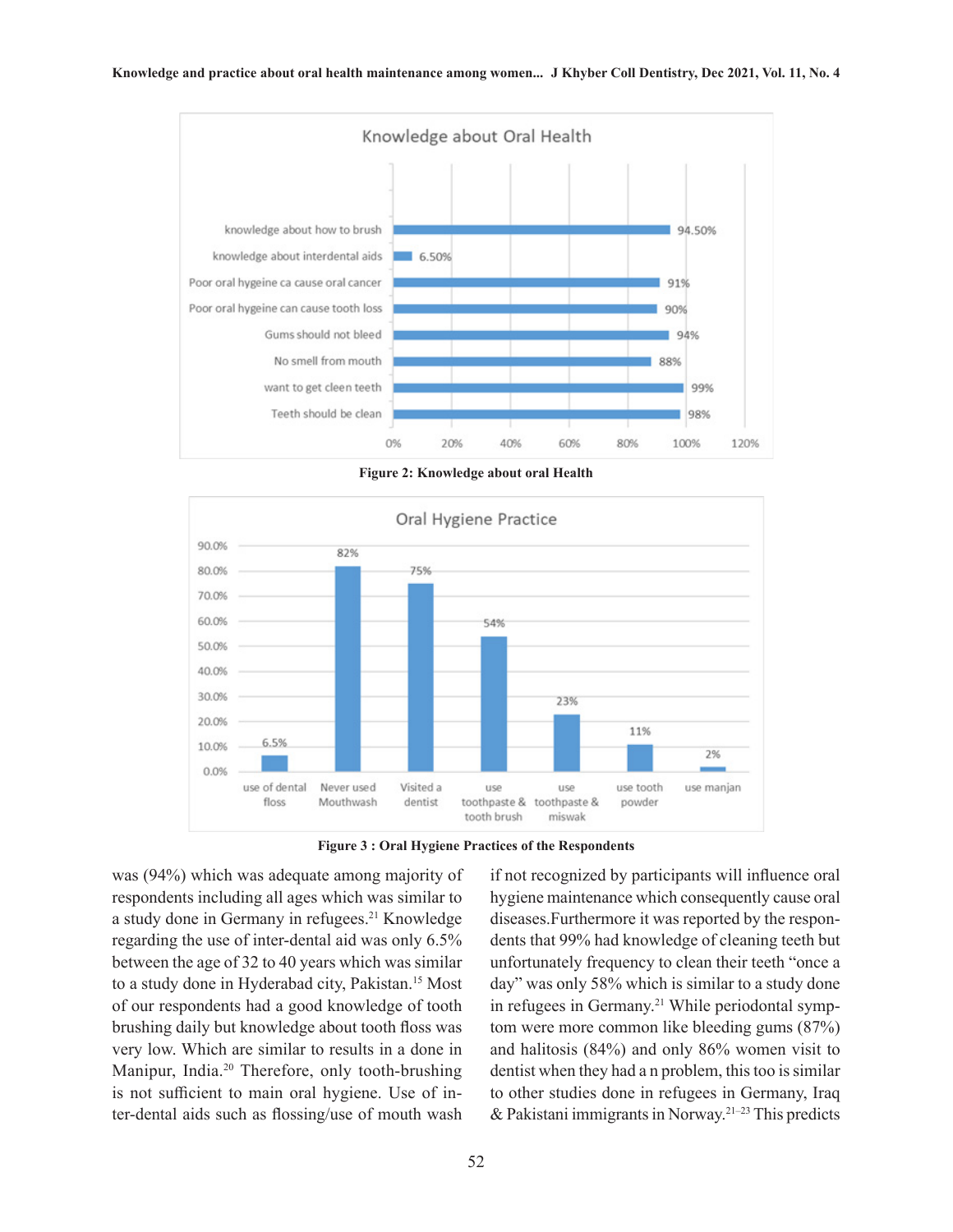Figure 2: Knowledge about oral Health

Figure 3 : Oral Hygiene Practices of the Respondents

was (94%) which was adequate among majority of respondents including all ages which was similar to a study done in Germany in refugees.[21] Knowledge regarding the use of inter-dental aid was only 6.5% between the age of 32 to 40 years which was similar to a study done in Hyderabad city, Pakistan.[15] Most of our respondents had a good knowledge of tooth brushing daily but knowledge about tooth floss was very low. Which are similar to results in a done in Manipur, India.[20] Therefore, only tooth-brushing is not sufficient to main oral hygiene. Use of inter-dental aids such as flossing/use of mouth wash if not recognized by participants will influence oral hygiene maintenance which consequently cause oral diseases.Furthermore it was reported by the respondents that 99% had knowledge of cleaning teeth but unfortunately frequency to clean their teeth "once a day" was only 58% which is similar to a study done in refugees in Germany.[21] While periodontal symptom were more common like bleeding gums (87%) and halitosis (84%) and only 86% women visit to dentist when they had a n problem, this too is similar to other studies done in refugees in Germany, Iraq & Pakistani immigrants in Norway.[21–23] This predicts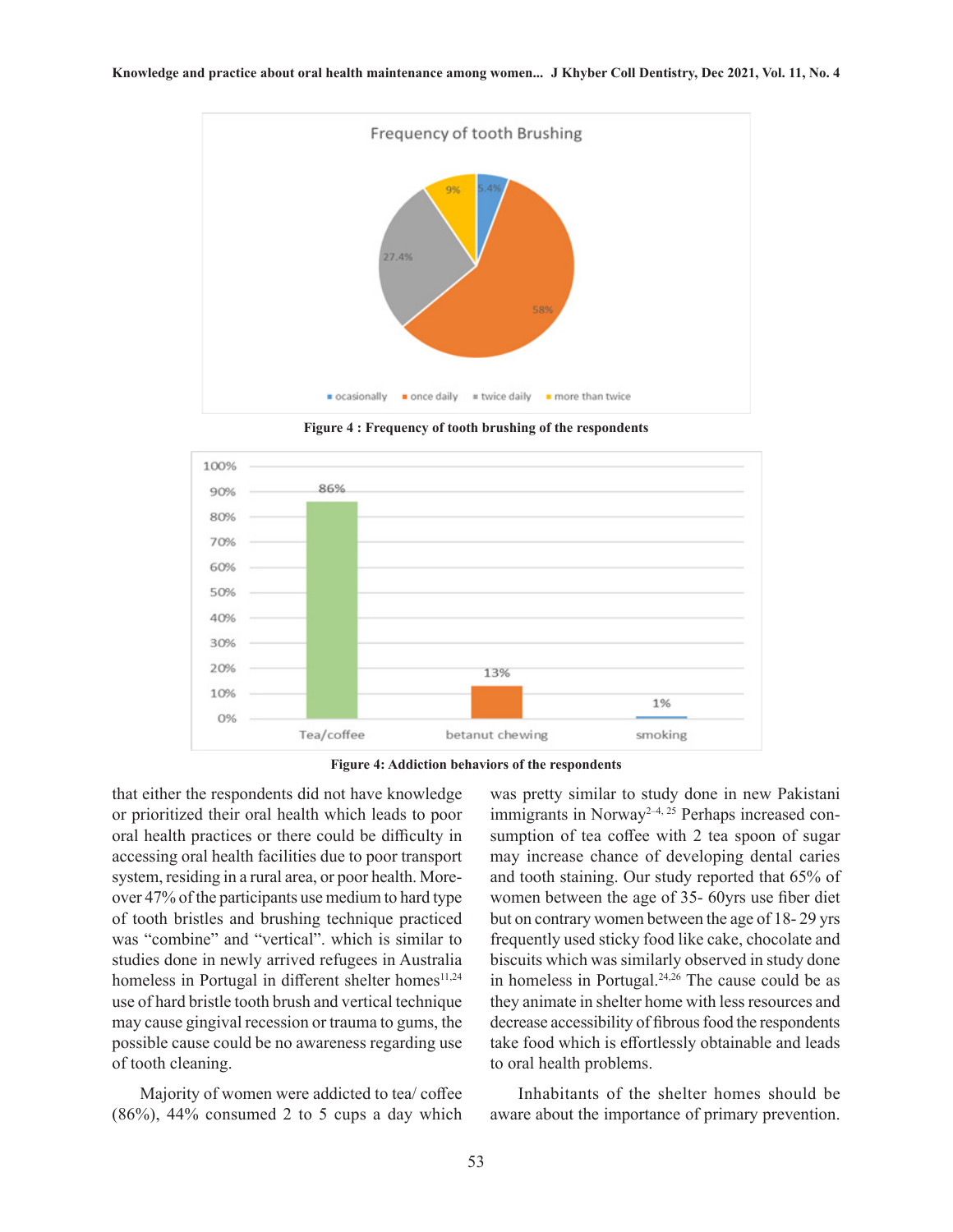Figure 4 : Frequency of tooth brushing of the respondents

Figure 4: Addiction behaviors of the respondents

that either the respondents did not have knowledge or prioritized their oral health which leads to poor oral health practices or there could be difficulty in accessing oral health facilities due to poor transport system, residing in a rural area, or poor health. Moreover 47% of the participants use medium to hard type of tooth bristles and brushing technique practiced was "combine" and "vertical". which is similar to studies done in newly arrived refugees in Australia homeless in Portugal in different shelter homes[11,24] use of hard bristle tooth brush and vertical technique may cause gingival recession or trauma to gums, the possible cause could be no awareness regarding use of tooth cleaning.

Majority of women were addicted to tea/ coffee (86%), 44% consumed 2 to 5 cups a day which was pretty similar to study done in new Pakistani immigrants in Norway[2–4, 25] Perhaps increased consumption of tea coffee with 2 tea spoon of sugar may increase chance of developing dental caries and tooth staining. Our study reported that 65% of women between the age of 35- 60yrs use fiber diet but on contrary women between the age of 18- 29 yrs frequently used sticky food like cake, chocolate and biscuits which was similarly observed in study done in homeless in Portugal.[24,26] The cause could be as they animate in shelter home with less resources and decrease accessibility of fibrous food the respondents take food which is effortlessly obtainable and leads to oral health problems.

Inhabitants of the shelter homes should be aware about the importance of primary prevention.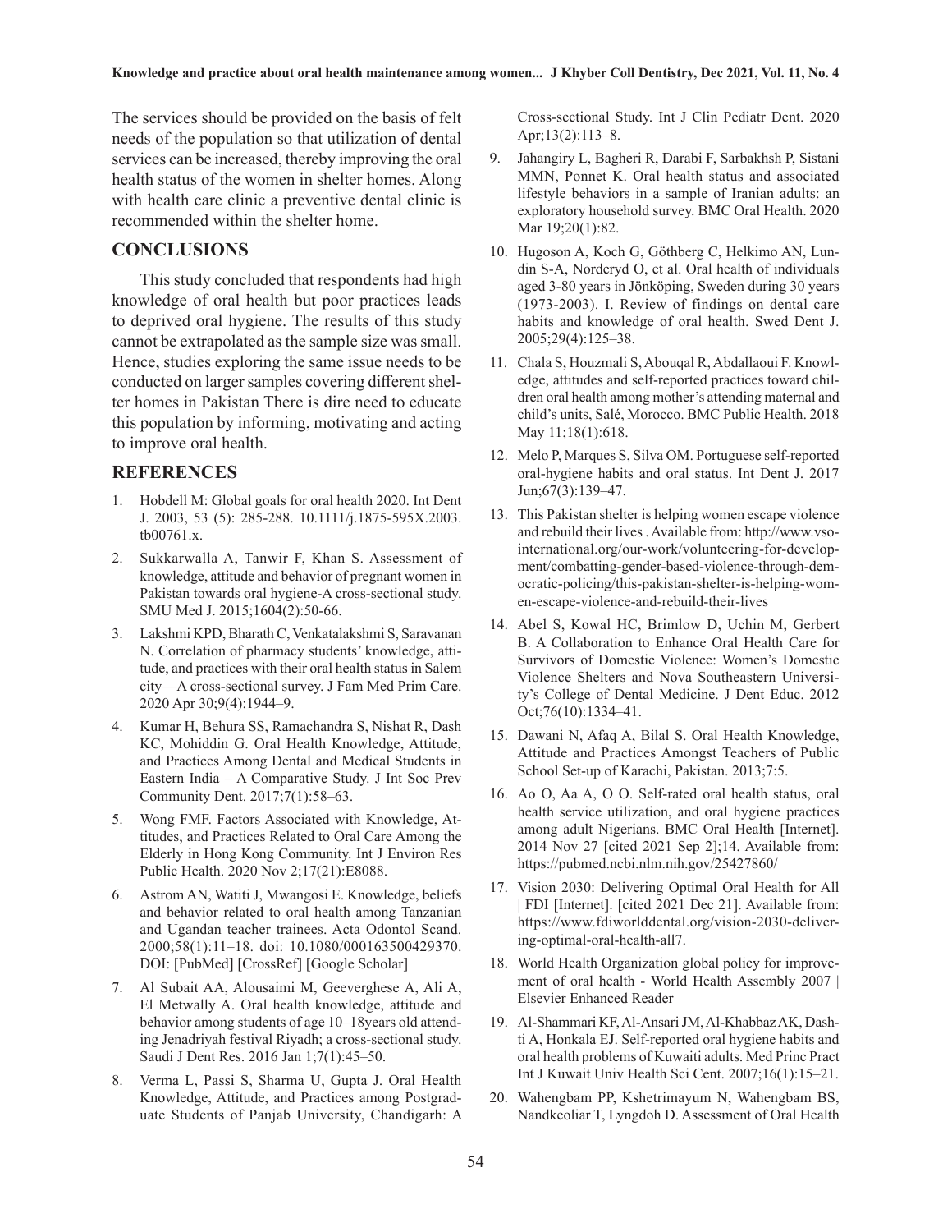The services should be provided on the basis of felt needs of the population so that utilization of dental services can be increased, thereby improving the oral health status of the women in shelter homes. Along with health care clinic a preventive dental clinic is recommended within the shelter home.

## CONCLUSIONS

This study concluded that respondents had high knowledge of oral health but poor practices leads to deprived oral hygiene. The results of this study cannot be extrapolated as the sample size was small. Hence, studies exploring the same issue needs to be conducted on larger samples covering different shelter homes in Pakistan There is dire need to educate this population by informing, motivating and acting to improve oral health.

## REFERENCES

1. Hobdell M: Global goals for oral health 2020. Int Dent J. 2003, 53 (5): 285-288. 10.1111/j.1875-595X.2003.tb00761.x.
2. Sukkarwalla A, Tanwir F, Khan S. Assessment of knowledge, attitude and behavior of pregnant women in Pakistan towards oral hygiene-A cross-sectional study. SMU Med J. 2015;1604(2):50-66.
3. Lakshmi KPD, Bharath C, Venkatalakshmi S, Saravanan N. Correlation of pharmacy students' knowledge, attitude, and practices with their oral health status in Salem city—A cross-sectional survey. J Fam Med Prim Care. 2020 Apr 30;9(4):1944–9.
4. Kumar H, Behura SS, Ramachandra S, Nishat R, Dash KC, Mohiddin G. Oral Health Knowledge, Attitude, and Practices Among Dental and Medical Students in Eastern India – A Comparative Study. J Int Soc Prev Community Dent. 2017;7(1):58–63.
5. Wong FMF. Factors Associated with Knowledge, Attitudes, and Practices Related to Oral Care Among the Elderly in Hong Kong Community. Int J Environ Res Public Health. 2020 Nov 2;17(21):E8088.
6. Astrom AN, Watiti J, Mwangosi E. Knowledge, beliefs and behavior related to oral health among Tanzanian and Ugandan teacher trainees. Acta Odontol Scand. 2000;58(1):11–18. doi: 10.1080/000163500429370. DOI: [PubMed] [CrossRef] [Google Scholar]
7. Al Subait AA, Alousaimi M, Geeverghese A, Ali A, El Metwally A. Oral health knowledge, attitude and behavior among students of age 10–18years old attending Jenadriyah festival Riyadh; a cross-sectional study. Saudi J Dent Res. 2016 Jan 1;7(1):45–50.
8. Verma L, Passi S, Sharma U, Gupta J. Oral Health Knowledge, Attitude, and Practices among Postgraduate Students of Panjab University, Chandigarh: A Cross-sectional Study. Int J Clin Pediatr Dent. 2020 Apr;13(2):113–8.
9. Jahangiry L, Bagheri R, Darabi F, Sarbakhsh P, Sistani MMN, Ponnet K. Oral health status and associated lifestyle behaviors in a sample of Iranian adults: an exploratory household survey. BMC Oral Health. 2020 Mar 19;20(1):82.
10. Hugoson A, Koch G, Göthberg C, Helkimo AN, Lundin S-A, Norderyd O, et al. Oral health of individuals aged 3-80 years in Jönköping, Sweden during 30 years (1973-2003). I. Review of findings on dental care habits and knowledge of oral health. Swed Dent J. 2005;29(4):125–38.
11. Chala S, Houzmali S, Abouqal R, Abdallaoui F. Knowledge, attitudes and self-reported practices toward children oral health among mother's attending maternal and child's units, Salé, Morocco. BMC Public Health. 2018 May 11;18(1):618.
12. Melo P, Marques S, Silva OM. Portuguese self-reported oral-hygiene habits and oral status. Int Dent J. 2017 Jun;67(3):139–47.
13. This Pakistan shelter is helping women escape violence and rebuild their lives . Available from: http://www.vsointernational.org/our-work/volunteering-for-development/combatting-gender-based-violence-through-democratic-policing/this-pakistan-shelter-is-helping-women-escape-violence-and-rebuild-their-lives
14. Abel S, Kowal HC, Brimlow D, Uchin M, Gerbert B. A Collaboration to Enhance Oral Health Care for Survivors of Domestic Violence: Women's Domestic Violence Shelters and Nova Southeastern University's College of Dental Medicine. J Dent Educ. 2012 Oct;76(10):1334–41.
15. Dawani N, Afaq A, Bilal S. Oral Health Knowledge, Attitude and Practices Amongst Teachers of Public School Set-up of Karachi, Pakistan. 2013;7:5.
16. Ao O, Aa A, O O. Self-rated oral health status, oral health service utilization, and oral hygiene practices among adult Nigerians. BMC Oral Health [Internet]. 2014 Nov 27 [cited 2021 Sep 2];14. Available from: https://pubmed.ncbi.nlm.nih.gov/25427860/
17. Vision 2030: Delivering Optimal Oral Health for All | FDI [Internet]. [cited 2021 Dec 21]. Available from: https://www.fdiworlddental.org/vision-2030-delivering-optimal-oral-health-all7.
18. World Health Organization global policy for improvement of oral health - World Health Assembly 2007 | Elsevier Enhanced Reader
19. Al-Shammari KF, Al-Ansari JM, Al-Khabbaz AK, Dashti A, Honkala EJ. Self-reported oral hygiene habits and oral health problems of Kuwaiti adults. Med Princ Pract Int J Kuwait Univ Health Sci Cent. 2007;16(1):15–21.
20. Wahengbam PP, Kshetrimayum N, Wahengbam BS, Nandkeoliar T, Lyngdoh D. Assessment of Oral Health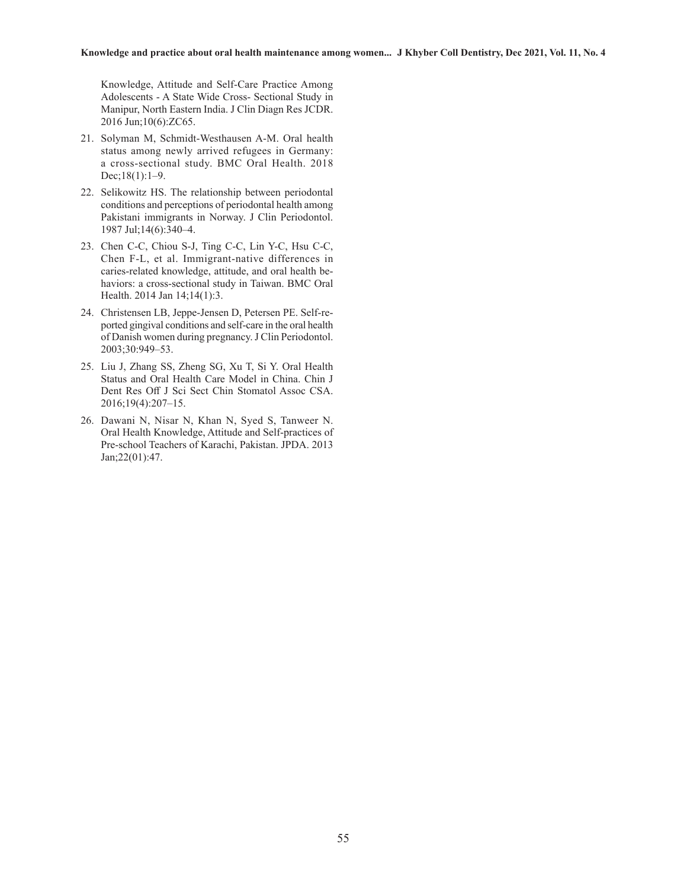Knowledge, Attitude and Self-Care Practice Among Adolescents - A State Wide Cross- Sectional Study in Manipur, North Eastern India. J Clin Diagn Res JCDR. 2016 Jun;10(6):ZC65.

21. Solyman M, Schmidt-Westhausen A-M. Oral health status among newly arrived refugees in Germany: a cross-sectional study. BMC Oral Health. 2018 Dec;18(1):1–9.
22. Selikowitz HS. The relationship between periodontal conditions and perceptions of periodontal health among Pakistani immigrants in Norway. J Clin Periodontol. 1987 Jul;14(6):340–4.
23. Chen C-C, Chiou S-J, Ting C-C, Lin Y-C, Hsu C-C, Chen F-L, et al. Immigrant-native differences in caries-related knowledge, attitude, and oral health behaviors: a cross-sectional study in Taiwan. BMC Oral Health. 2014 Jan 14;14(1):3.
24. Christensen LB, Jeppe-Jensen D, Petersen PE. Self-reported gingival conditions and self-care in the oral health of Danish women during pregnancy. J Clin Periodontol. 2003;30:949–53.
25. Liu J, Zhang SS, Zheng SG, Xu T, Si Y. Oral Health Status and Oral Health Care Model in China. Chin J Dent Res Off J Sci Sect Chin Stomatol Assoc CSA. 2016;19(4):207–15.
26. Dawani N, Nisar N, Khan N, Syed S, Tanweer N. Oral Health Knowledge, Attitude and Self-practices of Pre-school Teachers of Karachi, Pakistan. JPDA. 2013 Jan;22(01):47.